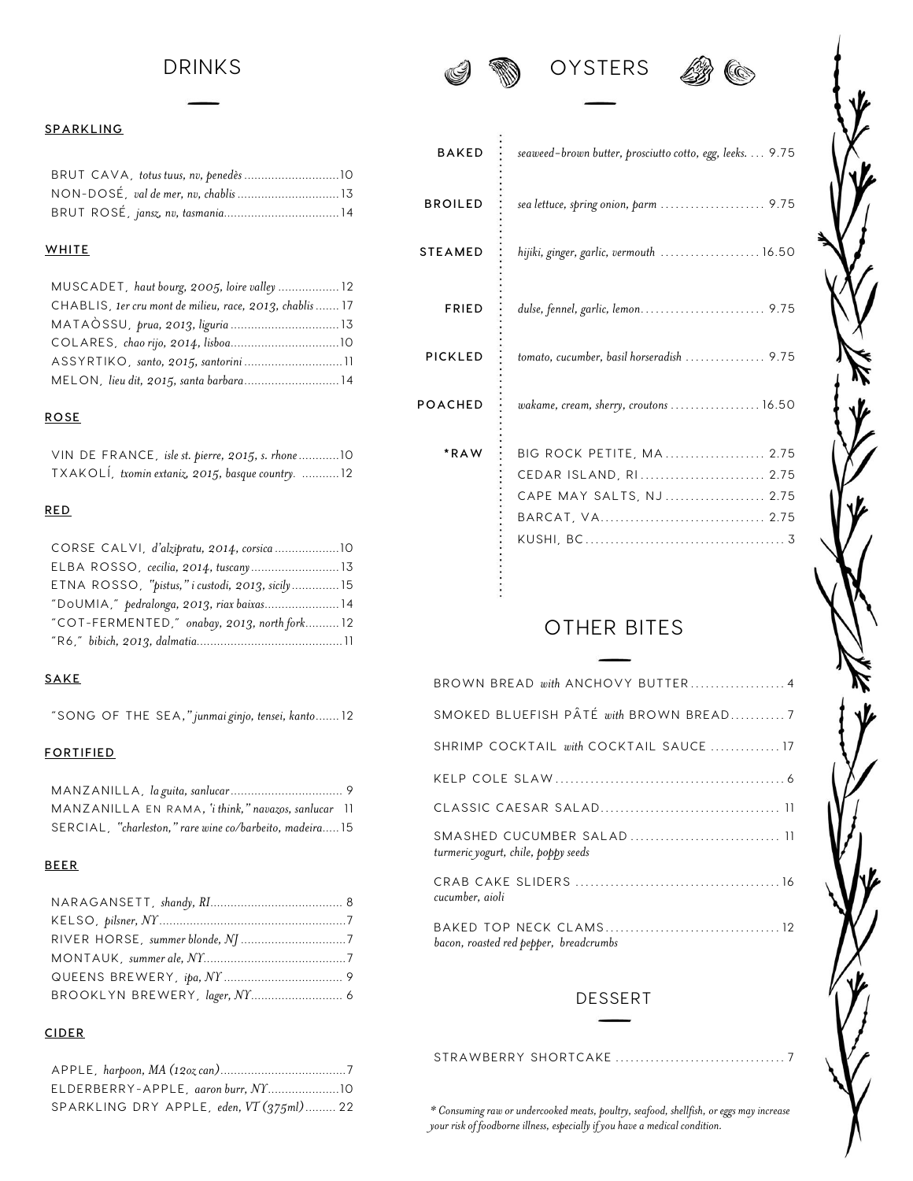# DRINKS

## SPARKLING

- BRUT CAVA, *totus tuus, nv, penedès* ........ 10
- NON-DOSÉ, *val de mer, nv, chablis* ........ 13
- BRUT ROSÉ, *jansz, nv, tasmania* ........ 14

## WHITE

- MUSCADET, *haut bourg, 2005, loire valley* ........ 12
- CHABLIS, *1er cru mont de milieu, race, 2013, chablis* ........ 17
- MATAÒSSU, *prua, 2013, liguria* ........ 13
- COLARES, *chao rijo, 2014, lisboa* ........ 10
- ASSYRTIKO, *santo, 2015, santorini* ........ 11
- MELON, *lieu dit, 2015, santa barbara* ........ 14

## ROSE

- VIN DE FRANCE, *isle st. pierre, 2015, s. rhone* ........ 10
- TXAKOLÍ, *txomin extaniz, 2015, basque country.* ........ 12

## RED

- CORSE CALVI, *d'alzipratu, 2014, corsica* ........ 10
- ELBA ROSSO, *cecilia, 2014, tuscany* ........ 13
- ETNA ROSSO, *"pistus," i custodi, 2013, sicily* ........ 15
- "DoUMIA," *pedralonga, 2013, riax baixas* ........ 14
- "COT-FERMENTED," *onabay, 2013, north fork* ........ 12
- "R6," *bibich, 2013, dalmatia* ........ 11

## SAKE

- "SONG OF THE SEA," *junmai ginjo, tensei, kanto* ........ 12

## FORTIFIED

- MANZANILLA, *la guita, sanlucar* ........ 9
- MANZANILLA EN RAMA, *"i think," navazos, sanlucar* ........ 11
- SERCIAL, *"charleston," rare wine co/barbeito, madeira* ........ 15

## BEER

- NARAGANSETT, *shandy, RI* ........ 8
- KELSO, *pilsner, NY* ........ 7
- RIVER HORSE, *summer blonde, NJ* ........ 7
- MONTAUK, *summer ale, NY* ........ 7
- QUEENS BREWERY, *ipa, NY* ........ 9
- BROOKLYN BREWERY, *lager, NY* ........ 6

## CIDER

- APPLE, *harpoon, MA (12oz can)* ........ 7
- ELDERBERRY-APPLE, *aaron burr, NY* ........ 10
- SPARKLING DRY APPLE, *eden, VT (375ml)* ........ 22

# OYSTERS

| | | |
|---|---|---|
| BAKED | *seaweed-brown butter, prosciutto cotto, egg, leeks.* | 9.75 |
| BROILED | *sea lettuce, spring onion, parm* | 9.75 |
| STEAMED | *hijiki, ginger, garlic, vermouth* | 16.50 |
| FRIED | *dulse, fennel, garlic, lemon.* | 9.75 |
| PICKLED | *tomato, cucumber, basil horseradish* | 9.75 |
| POACHED | *wakame, cream, sherry, croutons* | 16.50 |
| *RAW | BIG ROCK PETITE, MA | 2.75 |
| | CEDAR ISLAND, RI | 2.75 |
| | CAPE MAY SALTS, NJ | 2.75 |
| | BARCAT, VA | 2.75 |
| | KUSHI, BC | 3 |

# OTHER BITES

- BROWN BREAD *with* ANCHOVY BUTTER ........ 4
- SMOKED BLUEFISH PÂTÉ *with* BROWN BREAD ........ 7
- SHRIMP COCKTAIL *with* COCKTAIL SAUCE ........ 17
- KELP COLE SLAW ........ 6
- CLASSIC CAESAR SALAD ........ 11
- SMASHED CUCUMBER SALAD ........ 11
  *turmeric yogurt, chile, poppy seeds*
- CRAB CAKE SLIDERS ........ 16
  *cucumber, aioli*
- BAKED TOP NECK CLAMS ........ 12
  *bacon, roasted red pepper, breadcrumbs*

# DESSERT

- STRAWBERRY SHORTCAKE ........ 7

*\* Consuming raw or undercooked meats, poultry, seafood, shellfish, or eggs may increase your risk of foodborne illness, especially if you have a medical condition.*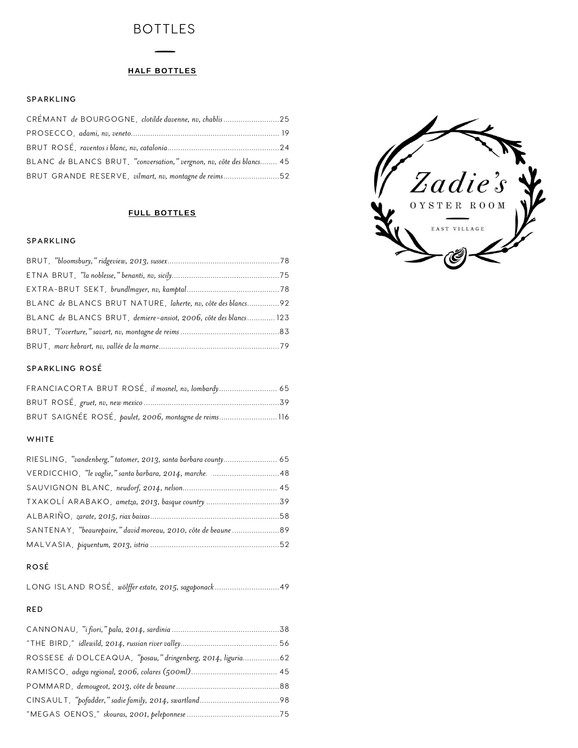# BOTTLES

## HALF BOTTLES

### SPARKLING

CRÉMANT *de* BOURGOGNE, *clotilde davenne, nv, chablis*..........................25
PROSECCO, *adami, nv, veneto*.................................................................... 19
BRUT ROSÉ, *raventos i blanc, nv, catalonia*...................................................24
BLANC *de* BLANCS BRUT, *"conversation," vergnon, nv, côte des blancs*........ 45
BRUT GRANDE RESERVE, *vilmart, nv, montagne de reims*..........................52

## FULL BOTTLES

### SPARKLING

BRUT, *"bloomsbury," ridgeview, 2013, sussex*....................................................78
ETNA BRUT, *"la noblesse," benanti, nv, sicily*..................................................75
EXTRA-BRUT SEKT, *brundlmayer, nv, kamptal*...........................................78
BLANC *de* BLANCS BRUT NATURE, *laherte, nv, côte des blancs*...............92
BLANC *de* BLANCS BRUT, *demiere-ansiot, 2006, côte des blancs*............. 123
BRUT, *"l'overture," savart, nv, montagne de reims* .............................................83
BRUT, *marc hebrart, nv, vallée de la marne*........................................................79

### SPARKLING ROSÉ

FRANCIACORTA BRUT ROSÉ, *il mosnel, nv, lombardy*........................... 65
BRUT ROSÉ, *gruet, nv, new mexico* ..............................................................39
BRUT SAIGNÉE ROSÉ, *paulet, 2006, montagne de reims*...........................116

### WHITE

RIESLING, *"vandenberg," tatomer, 2013, santa barbara county*......................... 65
VERDICCHIO, *"le vaglie," santa barbara, 2014, marche.* ...............................48
SAUVIGNON BLANC, *neudorf, 2014, nelson*............................................ 45
TXAKOLÍ ARABAKO, *ametza, 2013, basque country* ..................................39
ALBARIÑO, *zarate, 2015, riax baixas*............................................................58
SANTENAY, *"beaurepaire," david moreau, 2010, côte de beaune* ......................89
MALVASIA, *piquentum, 2013, istria* ............................................................52

### ROSÉ

LONG ISLAND ROSÉ, *wölffer estate, 2015, sagaponack* ..............................49

### RED

CANNONAU, *"i fiori," pala, 2014, sardinia* ..................................................38
"THE BIRD," *idlewild, 2014, russian river valley*............................................. 56
ROSSESE *di* DOLCEAQUA, *"posau," dringenberg, 2014, liguria*.................62
RAMISCO, *adega regional, 2006, colares (500ml)*........................................ 45
POMMARD, *demougeot, 2013, côte de beaune*................................................88
CINSAULT, *"pofadder," sadie family, 2014, swartland*.....................................98
"MEGAS OENOS," *skouras, 2001, peleponnese* ...........................................75

Zadie's
OYSTER ROOM
EAST VILLAGE